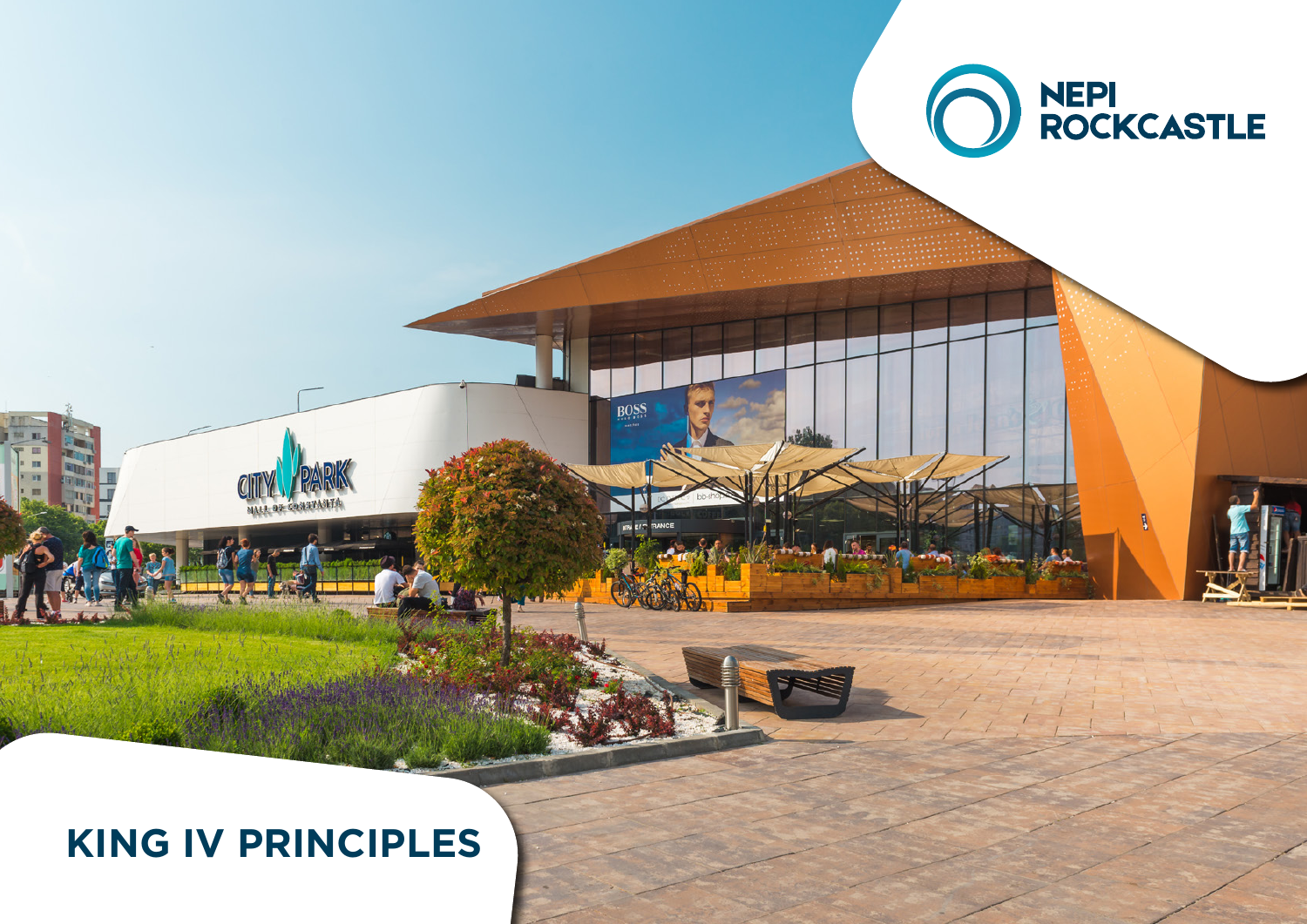NEPI ROCKCASTLE

# KING IV PRINCIPLES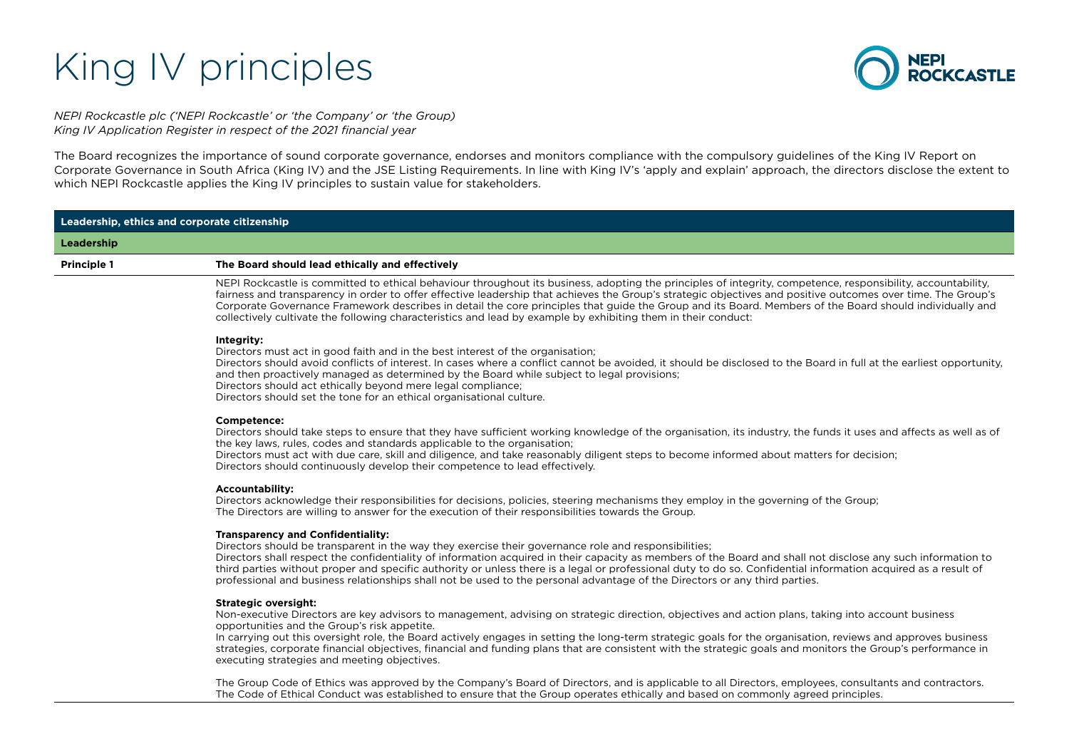# King IV principles

*NEPI Rockcastle plc ('NEPI Rockcastle' or 'the Company' or 'the Group)*
*King IV Application Register in respect of the 2021 financial year*

The Board recognizes the importance of sound corporate governance, endorses and monitors compliance with the compulsory guidelines of the King IV Report on Corporate Governance in South Africa (King IV) and the JSE Listing Requirements. In line with King IV's 'apply and explain' approach, the directors disclose the extent to which NEPI Rockcastle applies the King IV principles to sustain value for stakeholders.

## Leadership, ethics and corporate citizenship

### Leadership

**Principle 1** **The Board should lead ethically and effectively**

NEPI Rockcastle is committed to ethical behaviour throughout its business, adopting the principles of integrity, competence, responsibility, accountability, fairness and transparency in order to offer effective leadership that achieves the Group's strategic objectives and positive outcomes over time. The Group's Corporate Governance Framework describes in detail the core principles that guide the Group and its Board. Members of the Board should individually and collectively cultivate the following characteristics and lead by example by exhibiting them in their conduct:

**Integrity:**
Directors must act in good faith and in the best interest of the organisation;
Directors should avoid conflicts of interest. In cases where a conflict cannot be avoided, it should be disclosed to the Board in full at the earliest opportunity, and then proactively managed as determined by the Board while subject to legal provisions;
Directors should act ethically beyond mere legal compliance;
Directors should set the tone for an ethical organisational culture.

**Competence:**
Directors should take steps to ensure that they have sufficient working knowledge of the organisation, its industry, the funds it uses and affects as well as of the key laws, rules, codes and standards applicable to the organisation;
Directors must act with due care, skill and diligence, and take reasonably diligent steps to become informed about matters for decision;
Directors should continuously develop their competence to lead effectively.

**Accountability:**
Directors acknowledge their responsibilities for decisions, policies, steering mechanisms they employ in the governing of the Group;
The Directors are willing to answer for the execution of their responsibilities towards the Group.

**Transparency and Confidentiality:**
Directors should be transparent in the way they exercise their governance role and responsibilities;
Directors shall respect the confidentiality of information acquired in their capacity as members of the Board and shall not disclose any such information to third parties without proper and specific authority or unless there is a legal or professional duty to do so. Confidential information acquired as a result of professional and business relationships shall not be used to the personal advantage of the Directors or any third parties.

**Strategic oversight:**
Non-executive Directors are key advisors to management, advising on strategic direction, objectives and action plans, taking into account business opportunities and the Group's risk appetite.
In carrying out this oversight role, the Board actively engages in setting the long-term strategic goals for the organisation, reviews and approves business strategies, corporate financial objectives, financial and funding plans that are consistent with the strategic goals and monitors the Group's performance in executing strategies and meeting objectives.

The Group Code of Ethics was approved by the Company's Board of Directors, and is applicable to all Directors, employees, consultants and contractors. The Code of Ethical Conduct was established to ensure that the Group operates ethically and based on commonly agreed principles.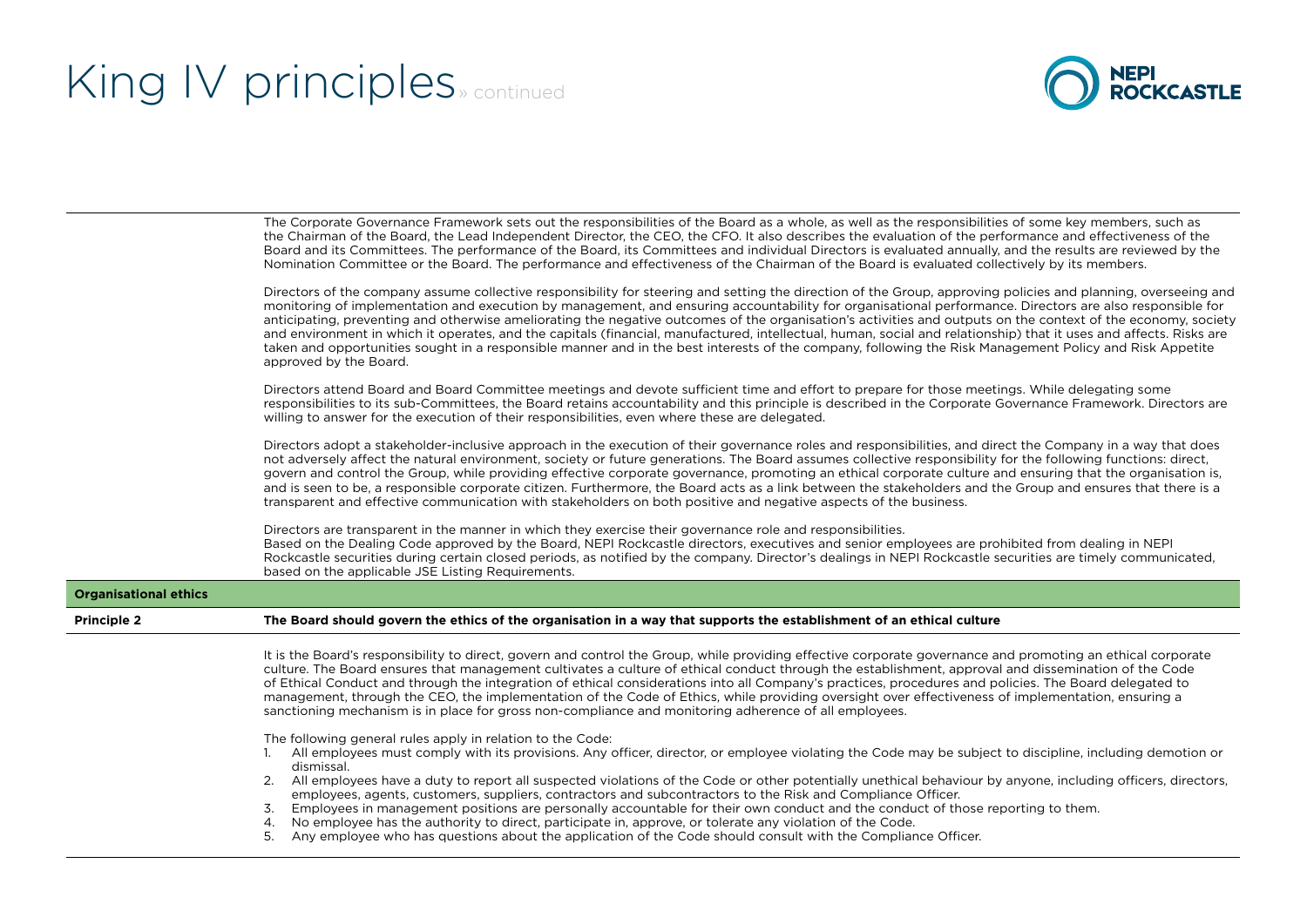# King IV principles » continued

The Corporate Governance Framework sets out the responsibilities of the Board as a whole, as well as the responsibilities of some key members, such as the Chairman of the Board, the Lead Independent Director, the CEO, the CFO. It also describes the evaluation of the performance and effectiveness of the Board and its Committees. The performance of the Board, its Committees and individual Directors is evaluated annually, and the results are reviewed by the Nomination Committee or the Board. The performance and effectiveness of the Chairman of the Board is evaluated collectively by its members.

Directors of the company assume collective responsibility for steering and setting the direction of the Group, approving policies and planning, overseeing and monitoring of implementation and execution by management, and ensuring accountability for organisational performance. Directors are also responsible for anticipating, preventing and otherwise ameliorating the negative outcomes of the organisation's activities and outputs on the context of the economy, society and environment in which it operates, and the capitals (financial, manufactured, intellectual, human, social and relationship) that it uses and affects. Risks are taken and opportunities sought in a responsible manner and in the best interests of the company, following the Risk Management Policy and Risk Appetite approved by the Board.

Directors attend Board and Board Committee meetings and devote sufficient time and effort to prepare for those meetings. While delegating some responsibilities to its sub-Committees, the Board retains accountability and this principle is described in the Corporate Governance Framework. Directors are willing to answer for the execution of their responsibilities, even where these are delegated.

Directors adopt a stakeholder-inclusive approach in the execution of their governance roles and responsibilities, and direct the Company in a way that does not adversely affect the natural environment, society or future generations. The Board assumes collective responsibility for the following functions: direct, govern and control the Group, while providing effective corporate governance, promoting an ethical corporate culture and ensuring that the organisation is, and is seen to be, a responsible corporate citizen. Furthermore, the Board acts as a link between the stakeholders and the Group and ensures that there is a transparent and effective communication with stakeholders on both positive and negative aspects of the business.

Directors are transparent in the manner in which they exercise their governance role and responsibilities.
Based on the Dealing Code approved by the Board, NEPI Rockcastle directors, executives and senior employees are prohibited from dealing in NEPI Rockcastle securities during certain closed periods, as notified by the company. Director's dealings in NEPI Rockcastle securities are timely communicated, based on the applicable JSE Listing Requirements.

## Organisational ethics

**Principle 2** **The Board should govern the ethics of the organisation in a way that supports the establishment of an ethical culture**

It is the Board's responsibility to direct, govern and control the Group, while providing effective corporate governance and promoting an ethical corporate culture. The Board ensures that management cultivates a culture of ethical conduct through the establishment, approval and dissemination of the Code of Ethical Conduct and through the integration of ethical considerations into all Company's practices, procedures and policies. The Board delegated to management, through the CEO, the implementation of the Code of Ethics, while providing oversight over effectiveness of implementation, ensuring a sanctioning mechanism is in place for gross non-compliance and monitoring adherence of all employees.

The following general rules apply in relation to the Code:

1. All employees must comply with its provisions. Any officer, director, or employee violating the Code may be subject to discipline, including demotion or dismissal.
2. All employees have a duty to report all suspected violations of the Code or other potentially unethical behaviour by anyone, including officers, directors, employees, agents, customers, suppliers, contractors and subcontractors to the Risk and Compliance Officer.
3. Employees in management positions are personally accountable for their own conduct and the conduct of those reporting to them.
4. No employee has the authority to direct, participate in, approve, or tolerate any violation of the Code.
5. Any employee who has questions about the application of the Code should consult with the Compliance Officer.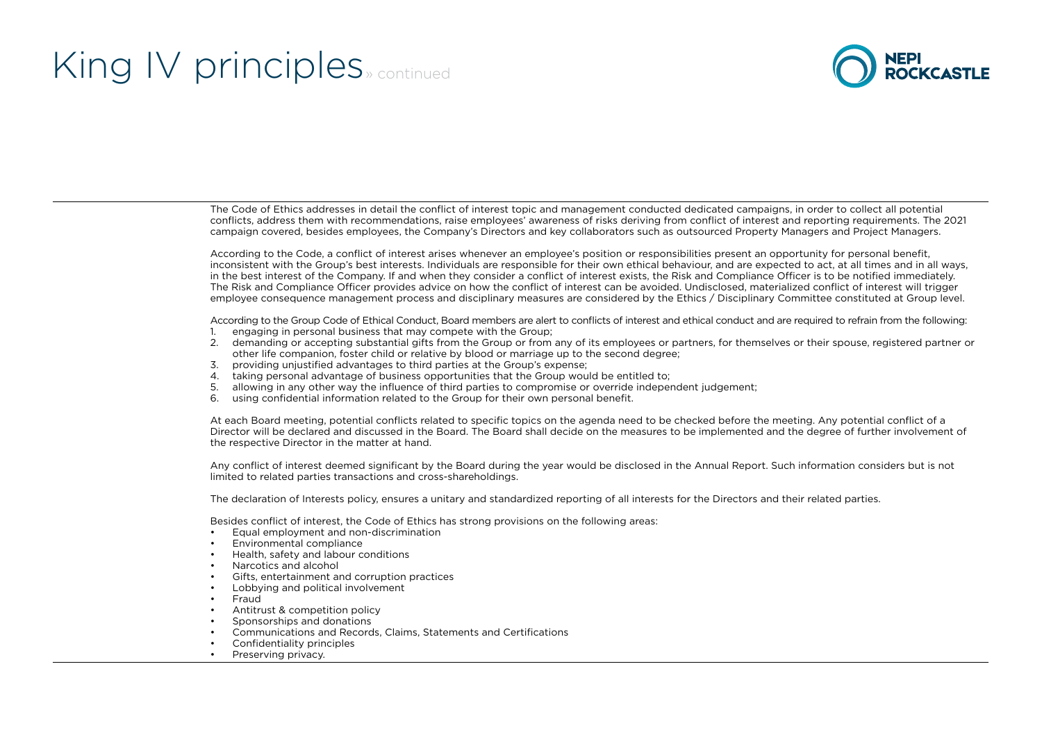# King IV principles » continued

The Code of Ethics addresses in detail the conflict of interest topic and management conducted dedicated campaigns, in order to collect all potential conflicts, address them with recommendations, raise employees' awareness of risks deriving from conflict of interest and reporting requirements. The 2021 campaign covered, besides employees, the Company's Directors and key collaborators such as outsourced Property Managers and Project Managers.

According to the Code, a conflict of interest arises whenever an employee's position or responsibilities present an opportunity for personal benefit, inconsistent with the Group's best interests. Individuals are responsible for their own ethical behaviour, and are expected to act, at all times and in all ways, in the best interest of the Company. If and when they consider a conflict of interest exists, the Risk and Compliance Officer is to be notified immediately. The Risk and Compliance Officer provides advice on how the conflict of interest can be avoided. Undisclosed, materialized conflict of interest will trigger employee consequence management process and disciplinary measures are considered by the Ethics / Disciplinary Committee constituted at Group level.

According to the Group Code of Ethical Conduct, Board members are alert to conflicts of interest and ethical conduct and are required to refrain from the following:

1. engaging in personal business that may compete with the Group;
2. demanding or accepting substantial gifts from the Group or from any of its employees or partners, for themselves or their spouse, registered partner or other life companion, foster child or relative by blood or marriage up to the second degree;
3. providing unjustified advantages to third parties at the Group's expense;
4. taking personal advantage of business opportunities that the Group would be entitled to;
5. allowing in any other way the influence of third parties to compromise or override independent judgement;
6. using confidential information related to the Group for their own personal benefit.

At each Board meeting, potential conflicts related to specific topics on the agenda need to be checked before the meeting. Any potential conflict of a Director will be declared and discussed in the Board. The Board shall decide on the measures to be implemented and the degree of further involvement of the respective Director in the matter at hand.

Any conflict of interest deemed significant by the Board during the year would be disclosed in the Annual Report. Such information considers but is not limited to related parties transactions and cross-shareholdings.

The declaration of Interests policy, ensures a unitary and standardized reporting of all interests for the Directors and their related parties.

Besides conflict of interest, the Code of Ethics has strong provisions on the following areas:

- Equal employment and non-discrimination
- Environmental compliance
- Health, safety and labour conditions
- Narcotics and alcohol
- Gifts, entertainment and corruption practices
- Lobbying and political involvement
- Fraud
- Antitrust & competition policy
- Sponsorships and donations
- Communications and Records, Claims, Statements and Certifications
- Confidentiality principles
- Preserving privacy.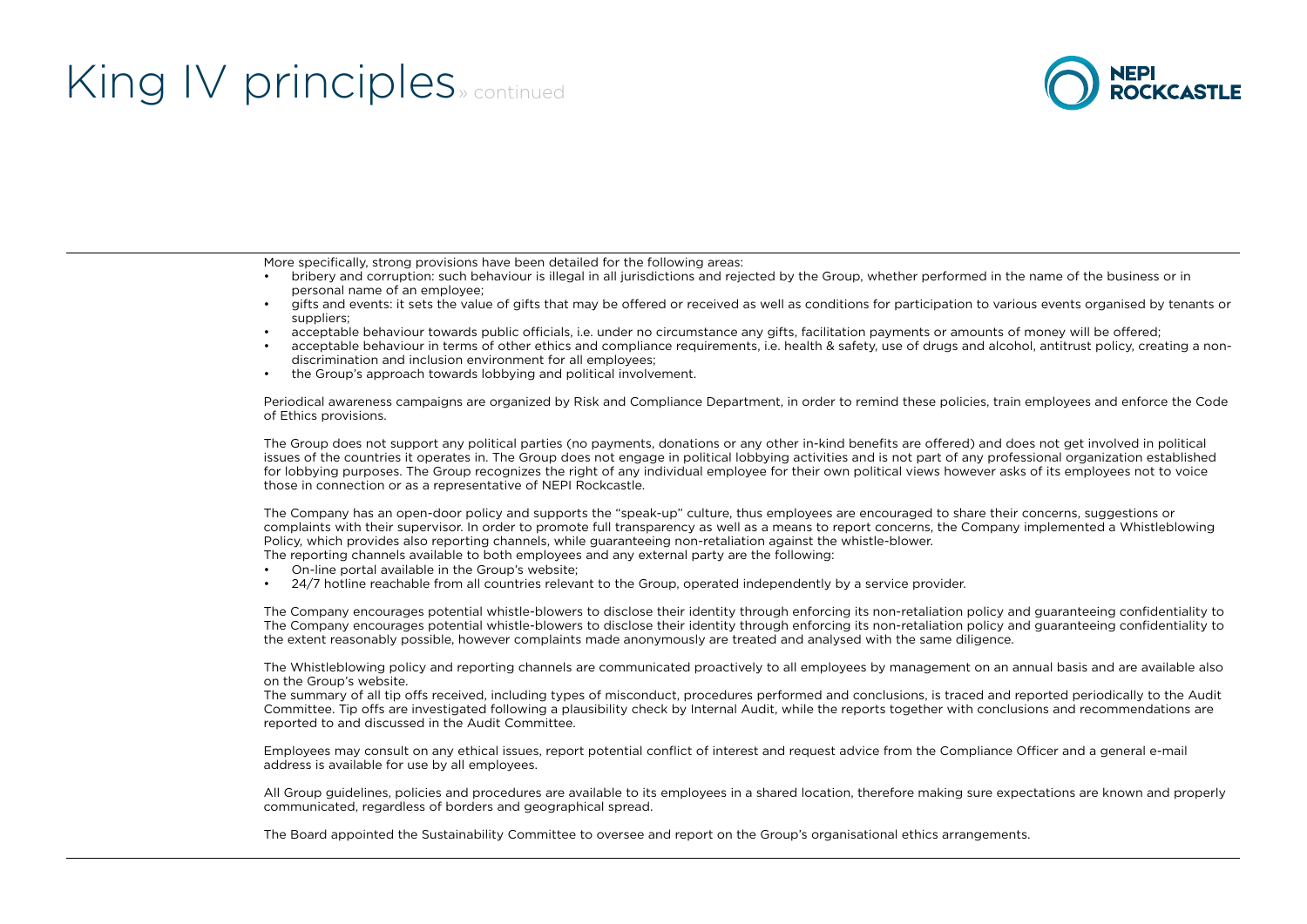# King IV principles » continued

More specifically, strong provisions have been detailed for the following areas:

- bribery and corruption: such behaviour is illegal in all jurisdictions and rejected by the Group, whether performed in the name of the business or in personal name of an employee;
- gifts and events: it sets the value of gifts that may be offered or received as well as conditions for participation to various events organised by tenants or suppliers;
- acceptable behaviour towards public officials, i.e. under no circumstance any gifts, facilitation payments or amounts of money will be offered;
- acceptable behaviour in terms of other ethics and compliance requirements, i.e. health & safety, use of drugs and alcohol, antitrust policy, creating a non-discrimination and inclusion environment for all employees;
- the Group's approach towards lobbying and political involvement.

Periodical awareness campaigns are organized by Risk and Compliance Department, in order to remind these policies, train employees and enforce the Code of Ethics provisions.

The Group does not support any political parties (no payments, donations or any other in-kind benefits are offered) and does not get involved in political issues of the countries it operates in. The Group does not engage in political lobbying activities and is not part of any professional organization established for lobbying purposes. The Group recognizes the right of any individual employee for their own political views however asks of its employees not to voice those in connection or as a representative of NEPI Rockcastle.

The Company has an open-door policy and supports the "speak-up" culture, thus employees are encouraged to share their concerns, suggestions or complaints with their supervisor. In order to promote full transparency as well as a means to report concerns, the Company implemented a Whistleblowing Policy, which provides also reporting channels, while guaranteeing non-retaliation against the whistle-blower.
The reporting channels available to both employees and any external party are the following:

- On-line portal available in the Group's website;
- 24/7 hotline reachable from all countries relevant to the Group, operated independently by a service provider.

The Company encourages potential whistle-blowers to disclose their identity through enforcing its non-retaliation policy and guaranteeing confidentiality to The Company encourages potential whistle-blowers to disclose their identity through enforcing its non-retaliation policy and guaranteeing confidentiality to the extent reasonably possible, however complaints made anonymously are treated and analysed with the same diligence.

The Whistleblowing policy and reporting channels are communicated proactively to all employees by management on an annual basis and are available also on the Group's website.
The summary of all tip offs received, including types of misconduct, procedures performed and conclusions, is traced and reported periodically to the Audit Committee. Tip offs are investigated following a plausibility check by Internal Audit, while the reports together with conclusions and recommendations are reported to and discussed in the Audit Committee.

Employees may consult on any ethical issues, report potential conflict of interest and request advice from the Compliance Officer and a general e-mail address is available for use by all employees.

All Group guidelines, policies and procedures are available to its employees in a shared location, therefore making sure expectations are known and properly communicated, regardless of borders and geographical spread.

The Board appointed the Sustainability Committee to oversee and report on the Group's organisational ethics arrangements.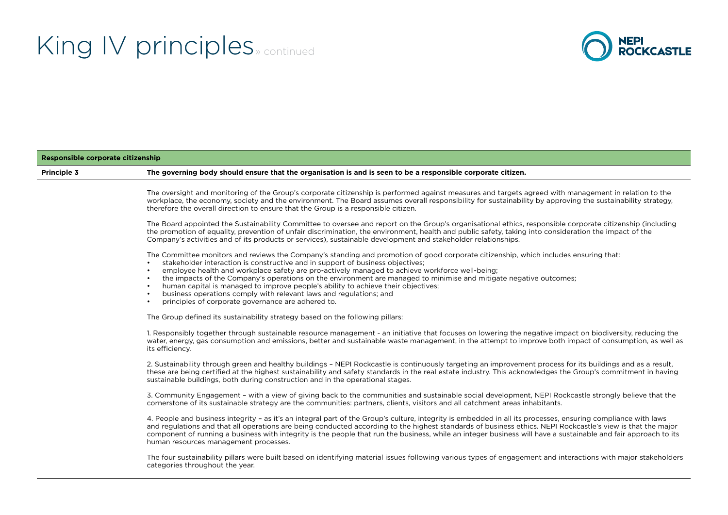# King IV principles » continued

| Responsible corporate citizenship | |
|---|---|
| **Principle 3** | **The governing body should ensure that the organisation is and is seen to be a responsible corporate citizen.** |

The oversight and monitoring of the Group's corporate citizenship is performed against measures and targets agreed with management in relation to the workplace, the economy, society and the environment. The Board assumes overall responsibility for sustainability by approving the sustainability strategy, therefore the overall direction to ensure that the Group is a responsible citizen.

The Board appointed the Sustainability Committee to oversee and report on the Group's organisational ethics, responsible corporate citizenship (including the promotion of equality, prevention of unfair discrimination, the environment, health and public safety, taking into consideration the impact of the Company's activities and of its products or services), sustainable development and stakeholder relationships.

The Committee monitors and reviews the Company's standing and promotion of good corporate citizenship, which includes ensuring that:

- stakeholder interaction is constructive and in support of business objectives;
- employee health and workplace safety are pro-actively managed to achieve workforce well-being;
- the impacts of the Company's operations on the environment are managed to minimise and mitigate negative outcomes;
- human capital is managed to improve people's ability to achieve their objectives;
- business operations comply with relevant laws and regulations; and
- principles of corporate governance are adhered to.

The Group defined its sustainability strategy based on the following pillars:

1. Responsibly together through sustainable resource management - an initiative that focuses on lowering the negative impact on biodiversity, reducing the water, energy, gas consumption and emissions, better and sustainable waste management, in the attempt to improve both impact of consumption, as well as its efficiency.

2. Sustainability through green and healthy buildings – NEPI Rockcastle is continuously targeting an improvement process for its buildings and as a result, these are being certified at the highest sustainability and safety standards in the real estate industry. This acknowledges the Group's commitment in having sustainable buildings, both during construction and in the operational stages.

3. Community Engagement – with a view of giving back to the communities and sustainable social development, NEPI Rockcastle strongly believe that the cornerstone of its sustainable strategy are the communities: partners, clients, visitors and all catchment areas inhabitants.

4. People and business integrity – as it's an integral part of the Group's culture, integrity is embedded in all its processes, ensuring compliance with laws and regulations and that all operations are being conducted according to the highest standards of business ethics. NEPI Rockcastle's view is that the major component of running a business with integrity is the people that run the business, while an integer business will have a sustainable and fair approach to its human resources management processes.

The four sustainability pillars were built based on identifying material issues following various types of engagement and interactions with major stakeholders categories throughout the year.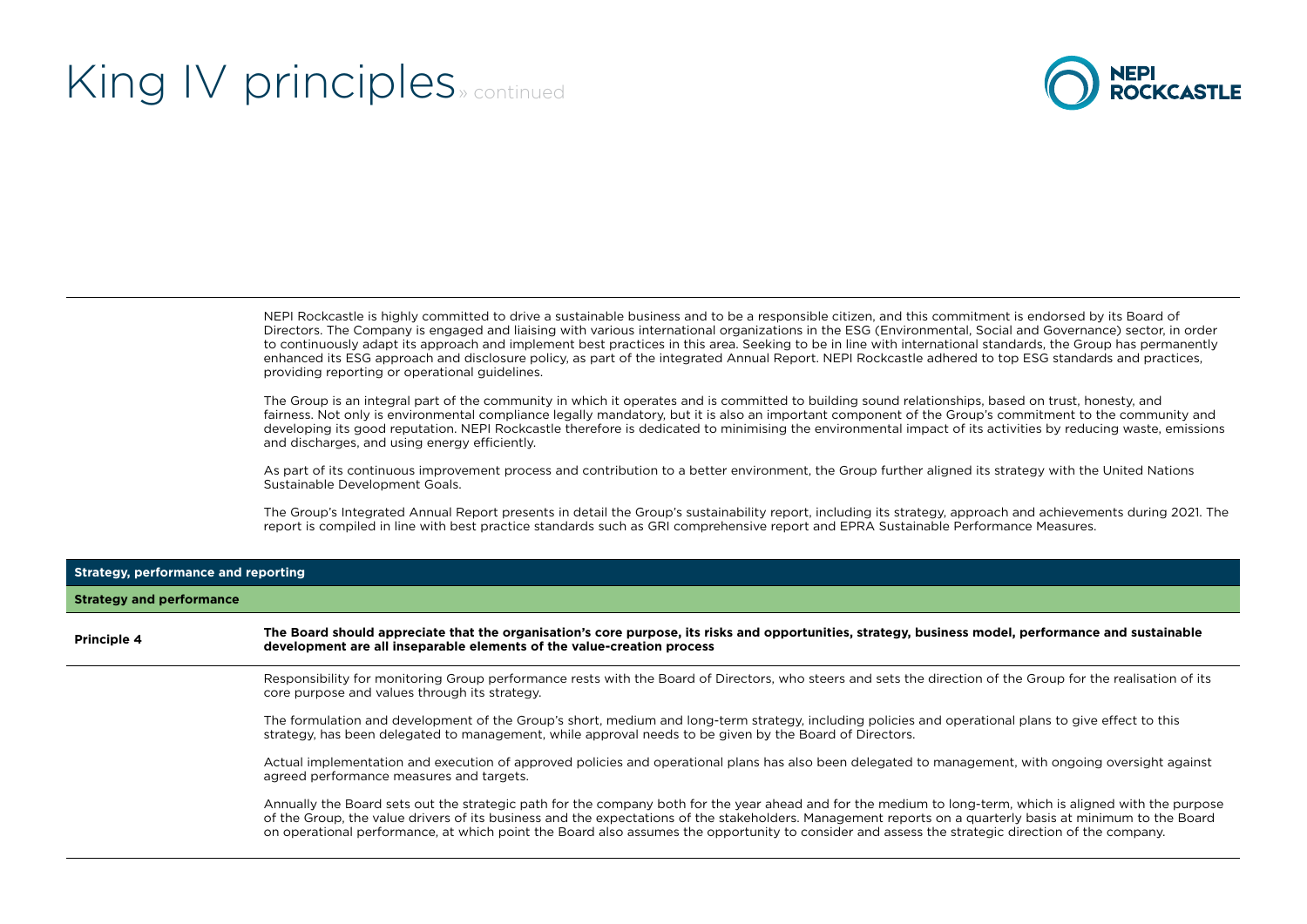# King IV principles » continued

NEPI Rockcastle is highly committed to drive a sustainable business and to be a responsible citizen, and this commitment is endorsed by its Board of Directors. The Company is engaged and liaising with various international organizations in the ESG (Environmental, Social and Governance) sector, in order to continuously adapt its approach and implement best practices in this area. Seeking to be in line with international standards, the Group has permanently enhanced its ESG approach and disclosure policy, as part of the integrated Annual Report. NEPI Rockcastle adhered to top ESG standards and practices, providing reporting or operational guidelines.

The Group is an integral part of the community in which it operates and is committed to building sound relationships, based on trust, honesty, and fairness. Not only is environmental compliance legally mandatory, but it is also an important component of the Group's commitment to the community and developing its good reputation. NEPI Rockcastle therefore is dedicated to minimising the environmental impact of its activities by reducing waste, emissions and discharges, and using energy efficiently.

As part of its continuous improvement process and contribution to a better environment, the Group further aligned its strategy with the United Nations Sustainable Development Goals.

The Group's Integrated Annual Report presents in detail the Group's sustainability report, including its strategy, approach and achievements during 2021. The report is compiled in line with best practice standards such as GRI comprehensive report and EPRA Sustainable Performance Measures.

## Strategy, performance and reporting

### Strategy and performance

**Principle 4** — **The Board should appreciate that the organisation's core purpose, its risks and opportunities, strategy, business model, performance and sustainable development are all inseparable elements of the value-creation process**

Responsibility for monitoring Group performance rests with the Board of Directors, who steers and sets the direction of the Group for the realisation of its core purpose and values through its strategy.

The formulation and development of the Group's short, medium and long-term strategy, including policies and operational plans to give effect to this strategy, has been delegated to management, while approval needs to be given by the Board of Directors.

Actual implementation and execution of approved policies and operational plans has also been delegated to management, with ongoing oversight against agreed performance measures and targets.

Annually the Board sets out the strategic path for the company both for the year ahead and for the medium to long-term, which is aligned with the purpose of the Group, the value drivers of its business and the expectations of the stakeholders. Management reports on a quarterly basis at minimum to the Board on operational performance, at which point the Board also assumes the opportunity to consider and assess the strategic direction of the company.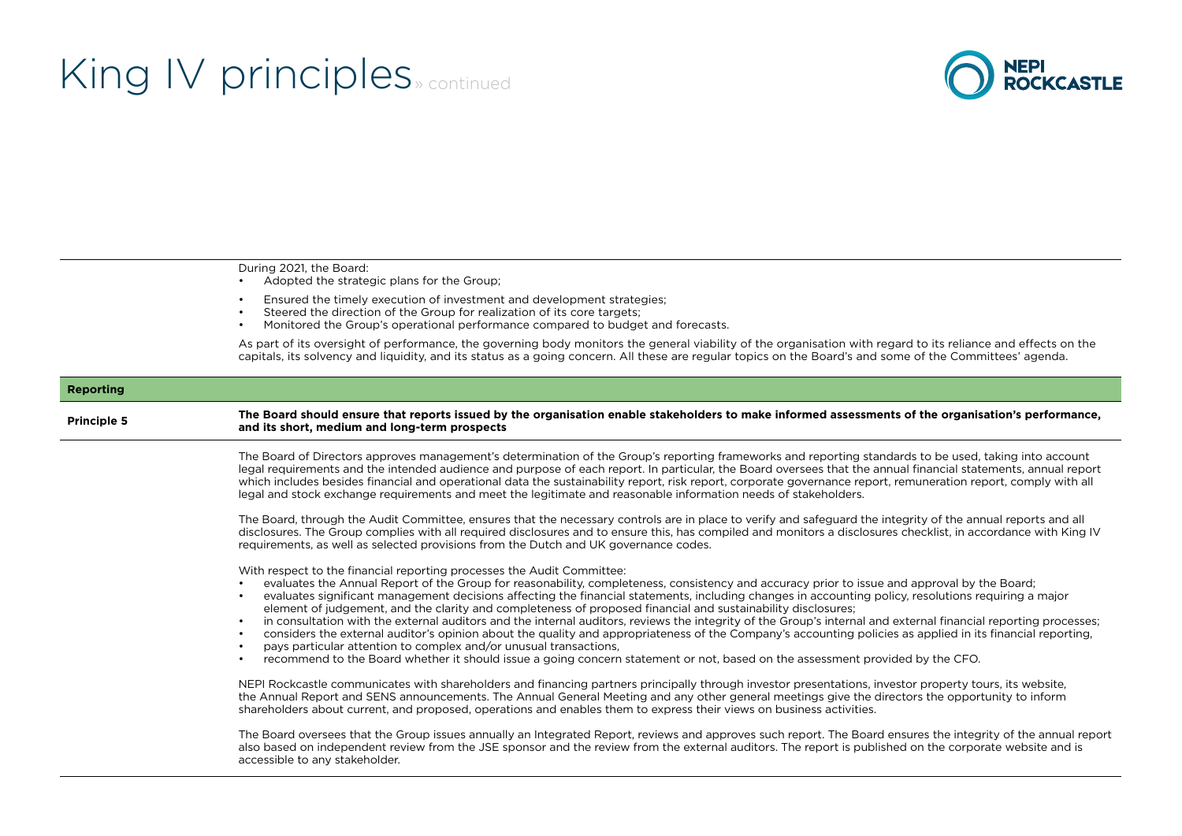# King IV principles » continued

During 2021, the Board:

- Adopted the strategic plans for the Group;
- Ensured the timely execution of investment and development strategies;
- Steered the direction of the Group for realization of its core targets;
- Monitored the Group's operational performance compared to budget and forecasts.

As part of its oversight of performance, the governing body monitors the general viability of the organisation with regard to its reliance and effects on the capitals, its solvency and liquidity, and its status as a going concern. All these are regular topics on the Board's and some of the Committees' agenda.

## Reporting

**Principle 5** — **The Board should ensure that reports issued by the organisation enable stakeholders to make informed assessments of the organisation's performance, and its short, medium and long-term prospects**

The Board of Directors approves management's determination of the Group's reporting frameworks and reporting standards to be used, taking into account legal requirements and the intended audience and purpose of each report. In particular, the Board oversees that the annual financial statements, annual report which includes besides financial and operational data the sustainability report, risk report, corporate governance report, remuneration report, comply with all legal and stock exchange requirements and meet the legitimate and reasonable information needs of stakeholders.

The Board, through the Audit Committee, ensures that the necessary controls are in place to verify and safeguard the integrity of the annual reports and all disclosures. The Group complies with all required disclosures and to ensure this, has compiled and monitors a disclosures checklist, in accordance with King IV requirements, as well as selected provisions from the Dutch and UK governance codes.

With respect to the financial reporting processes the Audit Committee:

- evaluates the Annual Report of the Group for reasonability, completeness, consistency and accuracy prior to issue and approval by the Board;
- evaluates significant management decisions affecting the financial statements, including changes in accounting policy, resolutions requiring a major element of judgement, and the clarity and completeness of proposed financial and sustainability disclosures;
- in consultation with the external auditors and the internal auditors, reviews the integrity of the Group's internal and external financial reporting processes;
- considers the external auditor's opinion about the quality and appropriateness of the Company's accounting policies as applied in its financial reporting,
- pays particular attention to complex and/or unusual transactions,
- recommend to the Board whether it should issue a going concern statement or not, based on the assessment provided by the CFO.

NEPI Rockcastle communicates with shareholders and financing partners principally through investor presentations, investor property tours, its website, the Annual Report and SENS announcements. The Annual General Meeting and any other general meetings give the directors the opportunity to inform shareholders about current, and proposed, operations and enables them to express their views on business activities.

The Board oversees that the Group issues annually an Integrated Report, reviews and approves such report. The Board ensures the integrity of the annual report also based on independent review from the JSE sponsor and the review from the external auditors. The report is published on the corporate website and is accessible to any stakeholder.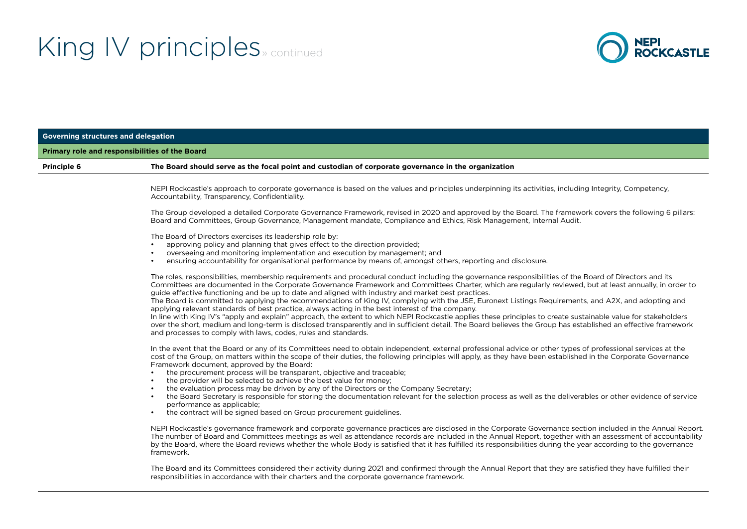# King IV principles » continued

## Governing structures and delegation

### Primary role and responsibilities of the Board

**Principle 6** **The Board should serve as the focal point and custodian of corporate governance in the organization**

NEPI Rockcastle's approach to corporate governance is based on the values and principles underpinning its activities, including Integrity, Competency, Accountability, Transparency, Confidentiality.

The Group developed a detailed Corporate Governance Framework, revised in 2020 and approved by the Board. The framework covers the following 6 pillars: Board and Committees, Group Governance, Management mandate, Compliance and Ethics, Risk Management, Internal Audit.

The Board of Directors exercises its leadership role by:

- approving policy and planning that gives effect to the direction provided;
- overseeing and monitoring implementation and execution by management; and
- ensuring accountability for organisational performance by means of, amongst others, reporting and disclosure.

The roles, responsibilities, membership requirements and procedural conduct including the governance responsibilities of the Board of Directors and its Committees are documented in the Corporate Governance Framework and Committees Charter, which are regularly reviewed, but at least annually, in order to guide effective functioning and be up to date and aligned with industry and market best practices.
The Board is committed to applying the recommendations of King IV, complying with the JSE, Euronext Listings Requirements, and A2X, and adopting and applying relevant standards of best practice, always acting in the best interest of the company.
In line with King IV's "apply and explain" approach, the extent to which NEPI Rockcastle applies these principles to create sustainable value for stakeholders over the short, medium and long-term is disclosed transparently and in sufficient detail. The Board believes the Group has established an effective framework and processes to comply with laws, codes, rules and standards.

In the event that the Board or any of its Committees need to obtain independent, external professional advice or other types of professional services at the cost of the Group, on matters within the scope of their duties, the following principles will apply, as they have been established in the Corporate Governance Framework document, approved by the Board:

- the procurement process will be transparent, objective and traceable;
- the provider will be selected to achieve the best value for money;
- the evaluation process may be driven by any of the Directors or the Company Secretary;
- the Board Secretary is responsible for storing the documentation relevant for the selection process as well as the deliverables or other evidence of service performance as applicable;
- the contract will be signed based on Group procurement guidelines.

NEPI Rockcastle's governance framework and corporate governance practices are disclosed in the Corporate Governance section included in the Annual Report. The number of Board and Committees meetings as well as attendance records are included in the Annual Report, together with an assessment of accountability by the Board, where the Board reviews whether the whole Body is satisfied that it has fulfilled its responsibilities during the year according to the governance framework.

The Board and its Committees considered their activity during 2021 and confirmed through the Annual Report that they are satisfied they have fulfilled their responsibilities in accordance with their charters and the corporate governance framework.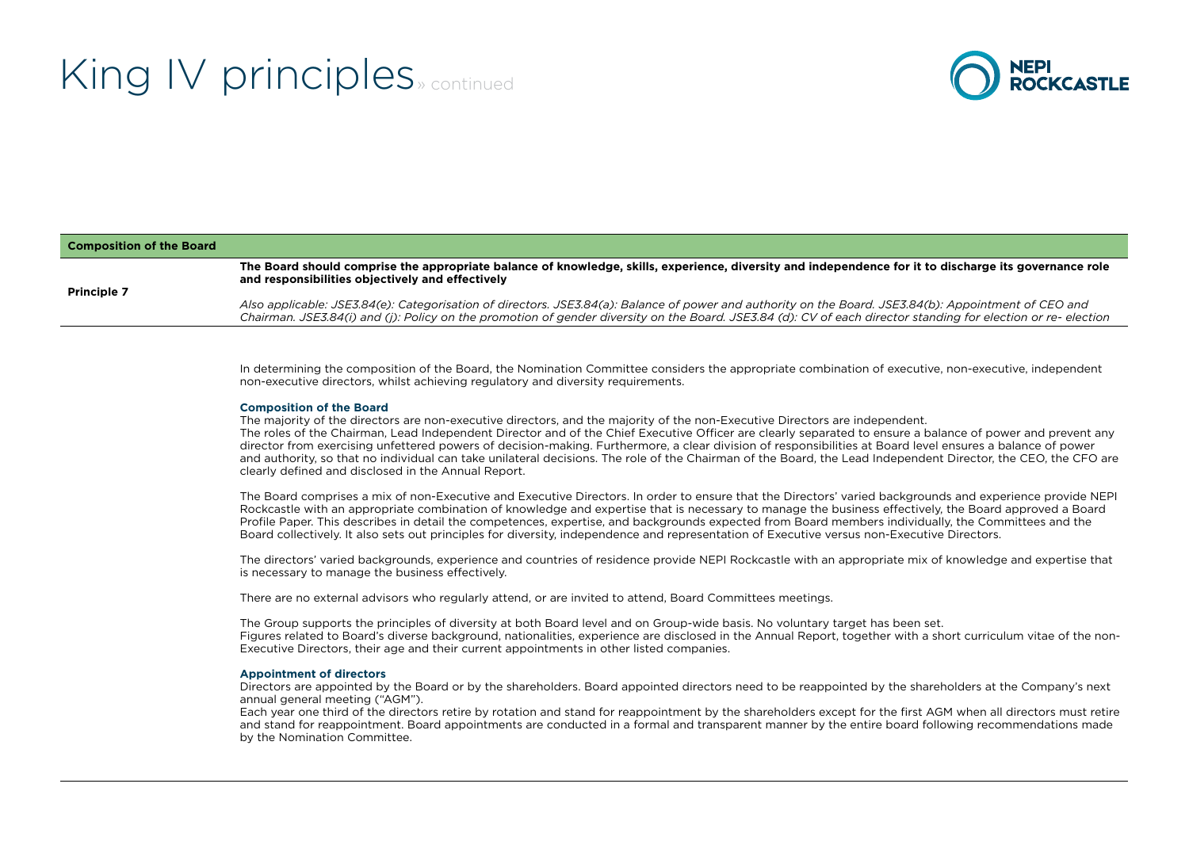# King IV principles » continued

| Composition of the Board | |
|---|---|
| **Principle 7** | **The Board should comprise the appropriate balance of knowledge, skills, experience, diversity and independence for it to discharge its governance role and responsibilities objectively and effectively**<br><br>*Also applicable: JSE3.84(e): Categorisation of directors. JSE3.84(a): Balance of power and authority on the Board. JSE3.84(b): Appointment of CEO and Chairman. JSE3.84(i) and (j): Policy on the promotion of gender diversity on the Board. JSE3.84 (d): CV of each director standing for election or re- election* |

In determining the composition of the Board, the Nomination Committee considers the appropriate combination of executive, non-executive, independent non-executive directors, whilst achieving regulatory and diversity requirements.

**Composition of the Board**

The majority of the directors are non-executive directors, and the majority of the non-Executive Directors are independent.

The roles of the Chairman, Lead Independent Director and of the Chief Executive Officer are clearly separated to ensure a balance of power and prevent any director from exercising unfettered powers of decision-making. Furthermore, a clear division of responsibilities at Board level ensures a balance of power and authority, so that no individual can take unilateral decisions. The role of the Chairman of the Board, the Lead Independent Director, the CEO, the CFO are clearly defined and disclosed in the Annual Report.

The Board comprises a mix of non-Executive and Executive Directors. In order to ensure that the Directors' varied backgrounds and experience provide NEPI Rockcastle with an appropriate combination of knowledge and expertise that is necessary to manage the business effectively, the Board approved a Board Profile Paper. This describes in detail the competences, expertise, and backgrounds expected from Board members individually, the Committees and the Board collectively. It also sets out principles for diversity, independence and representation of Executive versus non-Executive Directors.

The directors' varied backgrounds, experience and countries of residence provide NEPI Rockcastle with an appropriate mix of knowledge and expertise that is necessary to manage the business effectively.

There are no external advisors who regularly attend, or are invited to attend, Board Committees meetings.

The Group supports the principles of diversity at both Board level and on Group-wide basis. No voluntary target has been set.

Figures related to Board's diverse background, nationalities, experience are disclosed in the Annual Report, together with a short curriculum vitae of the non-Executive Directors, their age and their current appointments in other listed companies.

**Appointment of directors**

Directors are appointed by the Board or by the shareholders. Board appointed directors need to be reappointed by the shareholders at the Company's next annual general meeting ("AGM").

Each year one third of the directors retire by rotation and stand for reappointment by the shareholders except for the first AGM when all directors must retire and stand for reappointment. Board appointments are conducted in a formal and transparent manner by the entire board following recommendations made by the Nomination Committee.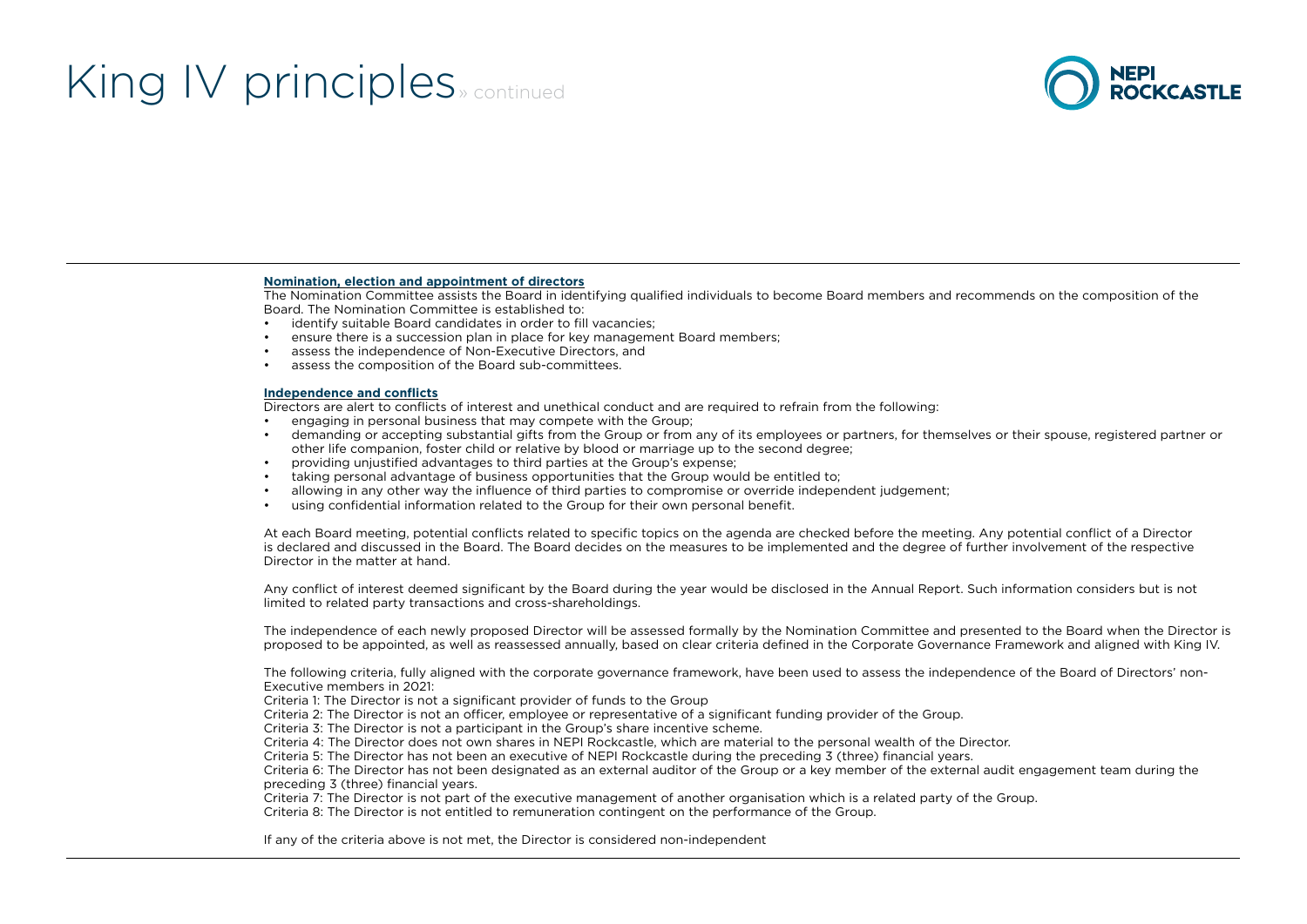# King IV principles » continued

**Nomination, election and appointment of directors**

The Nomination Committee assists the Board in identifying qualified individuals to become Board members and recommends on the composition of the Board. The Nomination Committee is established to:

- identify suitable Board candidates in order to fill vacancies;
- ensure there is a succession plan in place for key management Board members;
- assess the independence of Non-Executive Directors, and
- assess the composition of the Board sub-committees.

**Independence and conflicts**

Directors are alert to conflicts of interest and unethical conduct and are required to refrain from the following:

- engaging in personal business that may compete with the Group;
- demanding or accepting substantial gifts from the Group or from any of its employees or partners, for themselves or their spouse, registered partner or other life companion, foster child or relative by blood or marriage up to the second degree;
- providing unjustified advantages to third parties at the Group's expense;
- taking personal advantage of business opportunities that the Group would be entitled to;
- allowing in any other way the influence of third parties to compromise or override independent judgement;
- using confidential information related to the Group for their own personal benefit.

At each Board meeting, potential conflicts related to specific topics on the agenda are checked before the meeting. Any potential conflict of a Director is declared and discussed in the Board. The Board decides on the measures to be implemented and the degree of further involvement of the respective Director in the matter at hand.

Any conflict of interest deemed significant by the Board during the year would be disclosed in the Annual Report. Such information considers but is not limited to related party transactions and cross-shareholdings.

The independence of each newly proposed Director will be assessed formally by the Nomination Committee and presented to the Board when the Director is proposed to be appointed, as well as reassessed annually, based on clear criteria defined in the Corporate Governance Framework and aligned with King IV.

The following criteria, fully aligned with the corporate governance framework, have been used to assess the independence of the Board of Directors' non-Executive members in 2021:

Criteria 1: The Director is not a significant provider of funds to the Group

Criteria 2: The Director is not an officer, employee or representative of a significant funding provider of the Group.

Criteria 3: The Director is not a participant in the Group's share incentive scheme.

Criteria 4: The Director does not own shares in NEPI Rockcastle, which are material to the personal wealth of the Director.

Criteria 5: The Director has not been an executive of NEPI Rockcastle during the preceding 3 (three) financial years.

Criteria 6: The Director has not been designated as an external auditor of the Group or a key member of the external audit engagement team during the preceding 3 (three) financial years.

Criteria 7: The Director is not part of the executive management of another organisation which is a related party of the Group.

Criteria 8: The Director is not entitled to remuneration contingent on the performance of the Group.

If any of the criteria above is not met, the Director is considered non-independent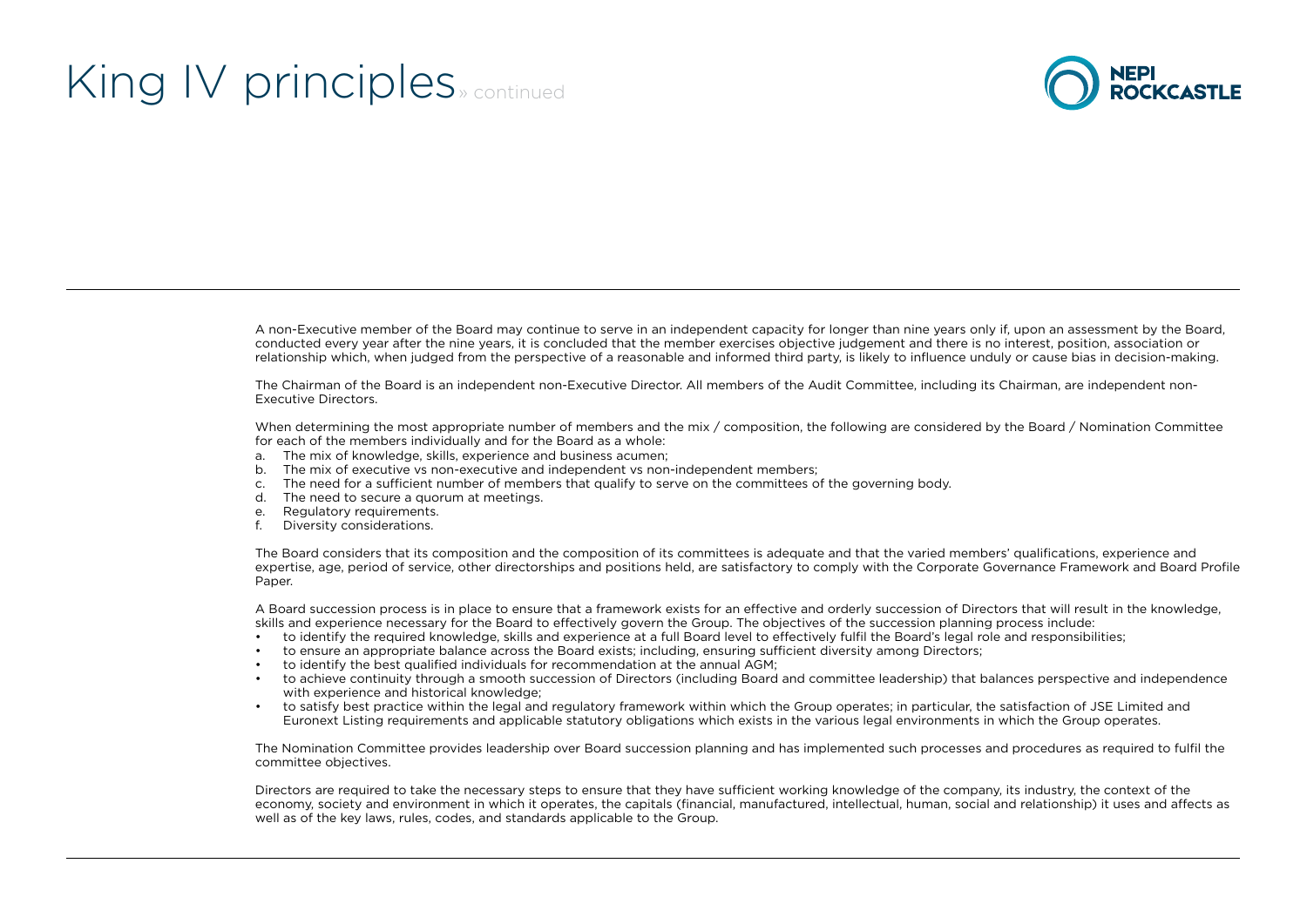# King IV principles » continued

A non-Executive member of the Board may continue to serve in an independent capacity for longer than nine years only if, upon an assessment by the Board, conducted every year after the nine years, it is concluded that the member exercises objective judgement and there is no interest, position, association or relationship which, when judged from the perspective of a reasonable and informed third party, is likely to influence unduly or cause bias in decision-making.

The Chairman of the Board is an independent non-Executive Director. All members of the Audit Committee, including its Chairman, are independent non-Executive Directors.

When determining the most appropriate number of members and the mix / composition, the following are considered by the Board / Nomination Committee for each of the members individually and for the Board as a whole:

a. The mix of knowledge, skills, experience and business acumen;
b. The mix of executive vs non-executive and independent vs non-independent members;
c. The need for a sufficient number of members that qualify to serve on the committees of the governing body.
d. The need to secure a quorum at meetings.
e. Regulatory requirements.
f. Diversity considerations.

The Board considers that its composition and the composition of its committees is adequate and that the varied members' qualifications, experience and expertise, age, period of service, other directorships and positions held, are satisfactory to comply with the Corporate Governance Framework and Board Profile Paper.

A Board succession process is in place to ensure that a framework exists for an effective and orderly succession of Directors that will result in the knowledge, skills and experience necessary for the Board to effectively govern the Group. The objectives of the succession planning process include:

- to identify the required knowledge, skills and experience at a full Board level to effectively fulfil the Board's legal role and responsibilities;
- to ensure an appropriate balance across the Board exists; including, ensuring sufficient diversity among Directors;
- to identify the best qualified individuals for recommendation at the annual AGM;
- to achieve continuity through a smooth succession of Directors (including Board and committee leadership) that balances perspective and independence with experience and historical knowledge;
- to satisfy best practice within the legal and regulatory framework within which the Group operates; in particular, the satisfaction of JSE Limited and Euronext Listing requirements and applicable statutory obligations which exists in the various legal environments in which the Group operates.

The Nomination Committee provides leadership over Board succession planning and has implemented such processes and procedures as required to fulfil the committee objectives.

Directors are required to take the necessary steps to ensure that they have sufficient working knowledge of the company, its industry, the context of the economy, society and environment in which it operates, the capitals (financial, manufactured, intellectual, human, social and relationship) it uses and affects as well as of the key laws, rules, codes, and standards applicable to the Group.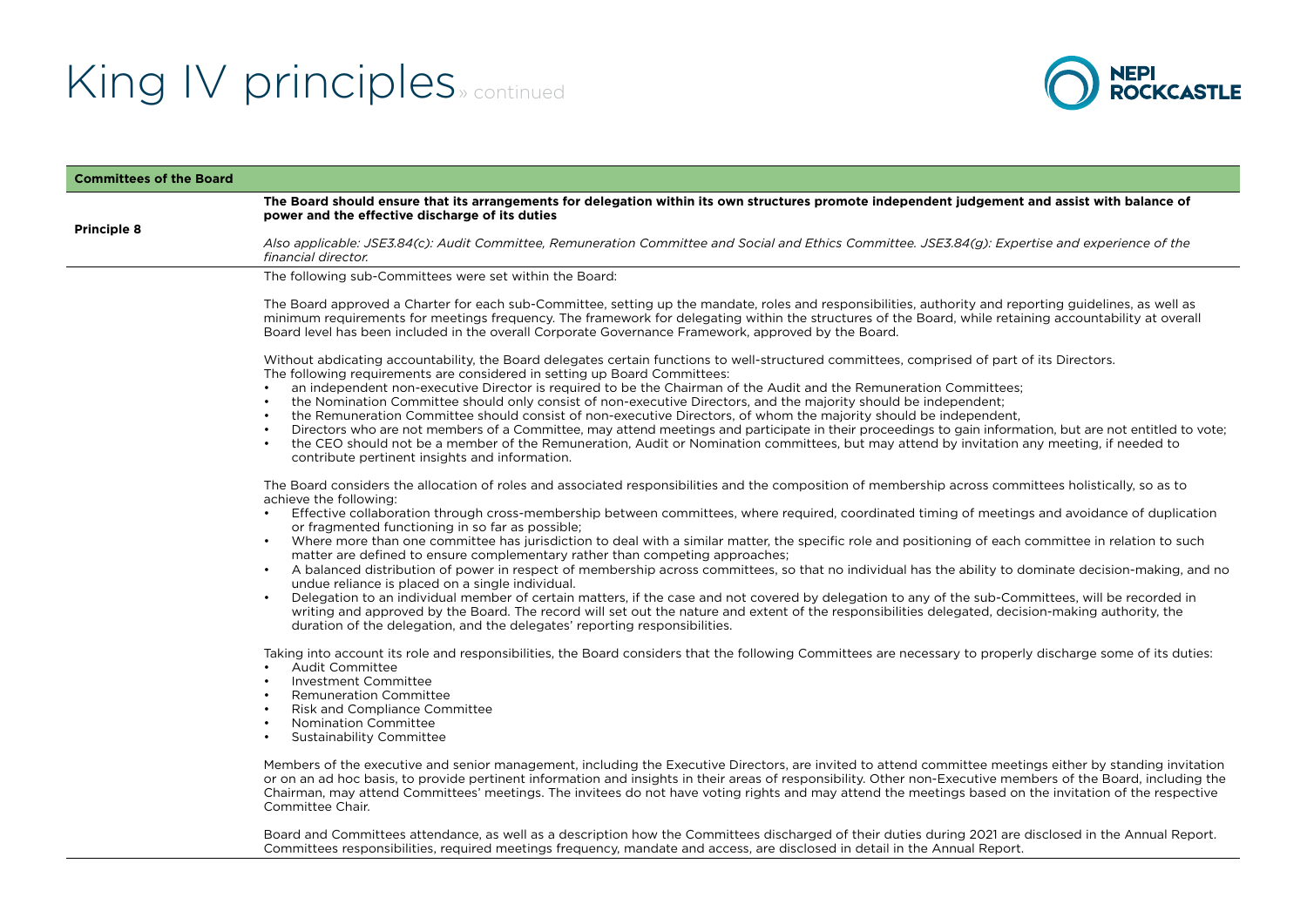# King IV principles » continued

## Committees of the Board

**Principle 8**

**The Board should ensure that its arrangements for delegation within its own structures promote independent judgement and assist with balance of power and the effective discharge of its duties**

*Also applicable: JSE3.84(c): Audit Committee, Remuneration Committee and Social and Ethics Committee. JSE3.84(g): Expertise and experience of the financial director.*

The following sub-Committees were set within the Board:

The Board approved a Charter for each sub-Committee, setting up the mandate, roles and responsibilities, authority and reporting guidelines, as well as minimum requirements for meetings frequency. The framework for delegating within the structures of the Board, while retaining accountability at overall Board level has been included in the overall Corporate Governance Framework, approved by the Board.

Without abdicating accountability, the Board delegates certain functions to well-structured committees, comprised of part of its Directors.
The following requirements are considered in setting up Board Committees:

- an independent non-executive Director is required to be the Chairman of the Audit and the Remuneration Committees;
- the Nomination Committee should only consist of non-executive Directors, and the majority should be independent;
- the Remuneration Committee should consist of non-executive Directors, of whom the majority should be independent,
- Directors who are not members of a Committee, may attend meetings and participate in their proceedings to gain information, but are not entitled to vote;
- the CEO should not be a member of the Remuneration, Audit or Nomination committees, but may attend by invitation any meeting, if needed to contribute pertinent insights and information.

The Board considers the allocation of roles and associated responsibilities and the composition of membership across committees holistically, so as to achieve the following:

- Effective collaboration through cross-membership between committees, where required, coordinated timing of meetings and avoidance of duplication or fragmented functioning in so far as possible;
- Where more than one committee has jurisdiction to deal with a similar matter, the specific role and positioning of each committee in relation to such matter are defined to ensure complementary rather than competing approaches;
- A balanced distribution of power in respect of membership across committees, so that no individual has the ability to dominate decision-making, and no undue reliance is placed on a single individual.
- Delegation to an individual member of certain matters, if the case and not covered by delegation to any of the sub-Committees, will be recorded in writing and approved by the Board. The record will set out the nature and extent of the responsibilities delegated, decision-making authority, the duration of the delegation, and the delegates' reporting responsibilities.

Taking into account its role and responsibilities, the Board considers that the following Committees are necessary to properly discharge some of its duties:

- Audit Committee
- Investment Committee
- Remuneration Committee
- Risk and Compliance Committee
- Nomination Committee
- Sustainability Committee

Members of the executive and senior management, including the Executive Directors, are invited to attend committee meetings either by standing invitation or on an ad hoc basis, to provide pertinent information and insights in their areas of responsibility. Other non-Executive members of the Board, including the Chairman, may attend Committees' meetings. The invitees do not have voting rights and may attend the meetings based on the invitation of the respective Committee Chair.

Board and Committees attendance, as well as a description how the Committees discharged of their duties during 2021 are disclosed in the Annual Report. Committees responsibilities, required meetings frequency, mandate and access, are disclosed in detail in the Annual Report.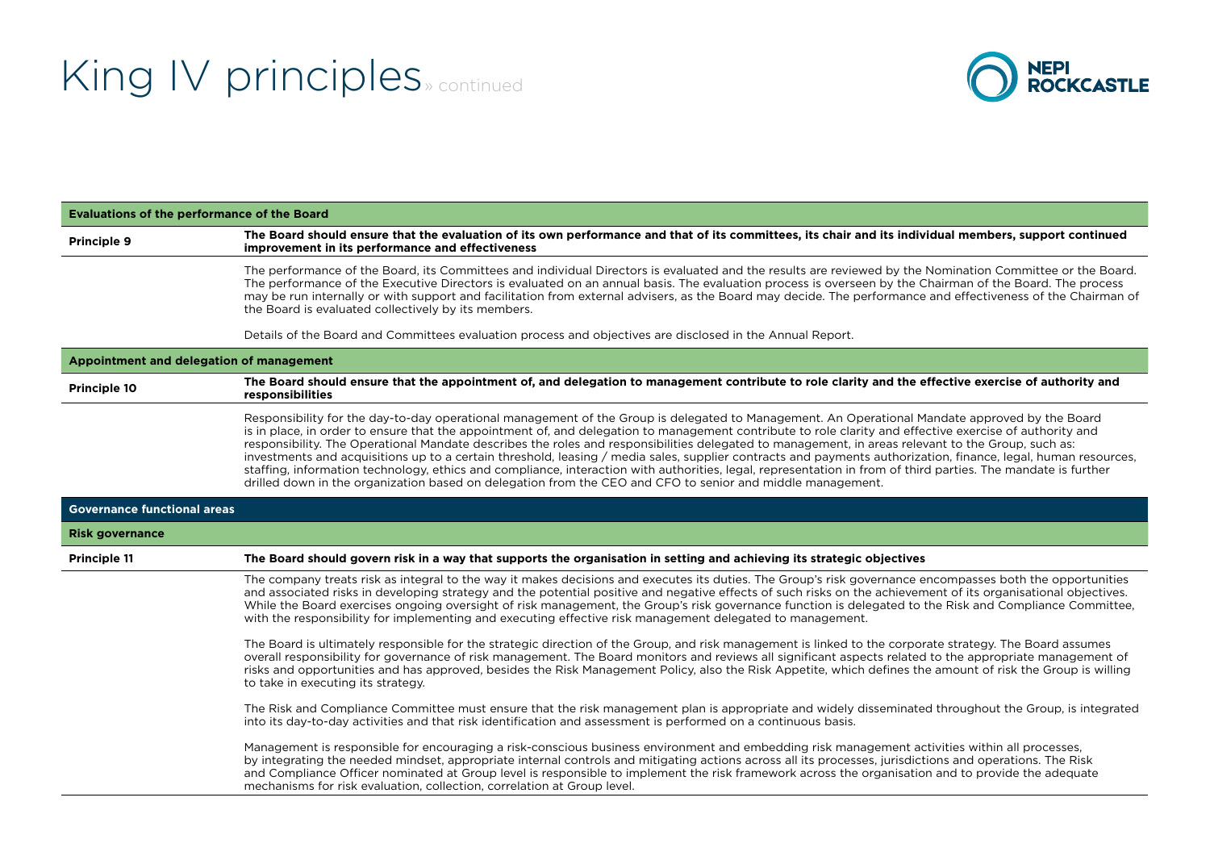# King IV principles » continued

### Evaluations of the performance of the Board

**Principle 9** — **The Board should ensure that the evaluation of its own performance and that of its committees, its chair and its individual members, support continued improvement in its performance and effectiveness**

The performance of the Board, its Committees and individual Directors is evaluated and the results are reviewed by the Nomination Committee or the Board. The performance of the Executive Directors is evaluated on an annual basis. The evaluation process is overseen by the Chairman of the Board. The process may be run internally or with support and facilitation from external advisers, as the Board may decide. The performance and effectiveness of the Chairman of the Board is evaluated collectively by its members.

Details of the Board and Committees evaluation process and objectives are disclosed in the Annual Report.

### Appointment and delegation of management

**Principle 10** — **The Board should ensure that the appointment of, and delegation to management contribute to role clarity and the effective exercise of authority and responsibilities**

Responsibility for the day-to-day operational management of the Group is delegated to Management. An Operational Mandate approved by the Board is in place, in order to ensure that the appointment of, and delegation to management contribute to role clarity and effective exercise of authority and responsibility. The Operational Mandate describes the roles and responsibilities delegated to management, in areas relevant to the Group, such as: investments and acquisitions up to a certain threshold, leasing / media sales, supplier contracts and payments authorization, finance, legal, human resources, staffing, information technology, ethics and compliance, interaction with authorities, legal, representation in from of third parties. The mandate is further drilled down in the organization based on delegation from the CEO and CFO to senior and middle management.

## Governance functional areas

### Risk governance

**Principle 11** — **The Board should govern risk in a way that supports the organisation in setting and achieving its strategic objectives**

The company treats risk as integral to the way it makes decisions and executes its duties. The Group's risk governance encompasses both the opportunities and associated risks in developing strategy and the potential positive and negative effects of such risks on the achievement of its organisational objectives. While the Board exercises ongoing oversight of risk management, the Group's risk governance function is delegated to the Risk and Compliance Committee, with the responsibility for implementing and executing effective risk management delegated to management.

The Board is ultimately responsible for the strategic direction of the Group, and risk management is linked to the corporate strategy. The Board assumes overall responsibility for governance of risk management. The Board monitors and reviews all significant aspects related to the appropriate management of risks and opportunities and has approved, besides the Risk Management Policy, also the Risk Appetite, which defines the amount of risk the Group is willing to take in executing its strategy.

The Risk and Compliance Committee must ensure that the risk management plan is appropriate and widely disseminated throughout the Group, is integrated into its day-to-day activities and that risk identification and assessment is performed on a continuous basis.

Management is responsible for encouraging a risk-conscious business environment and embedding risk management activities within all processes, by integrating the needed mindset, appropriate internal controls and mitigating actions across all its processes, jurisdictions and operations. The Risk and Compliance Officer nominated at Group level is responsible to implement the risk framework across the organisation and to provide the adequate mechanisms for risk evaluation, collection, correlation at Group level.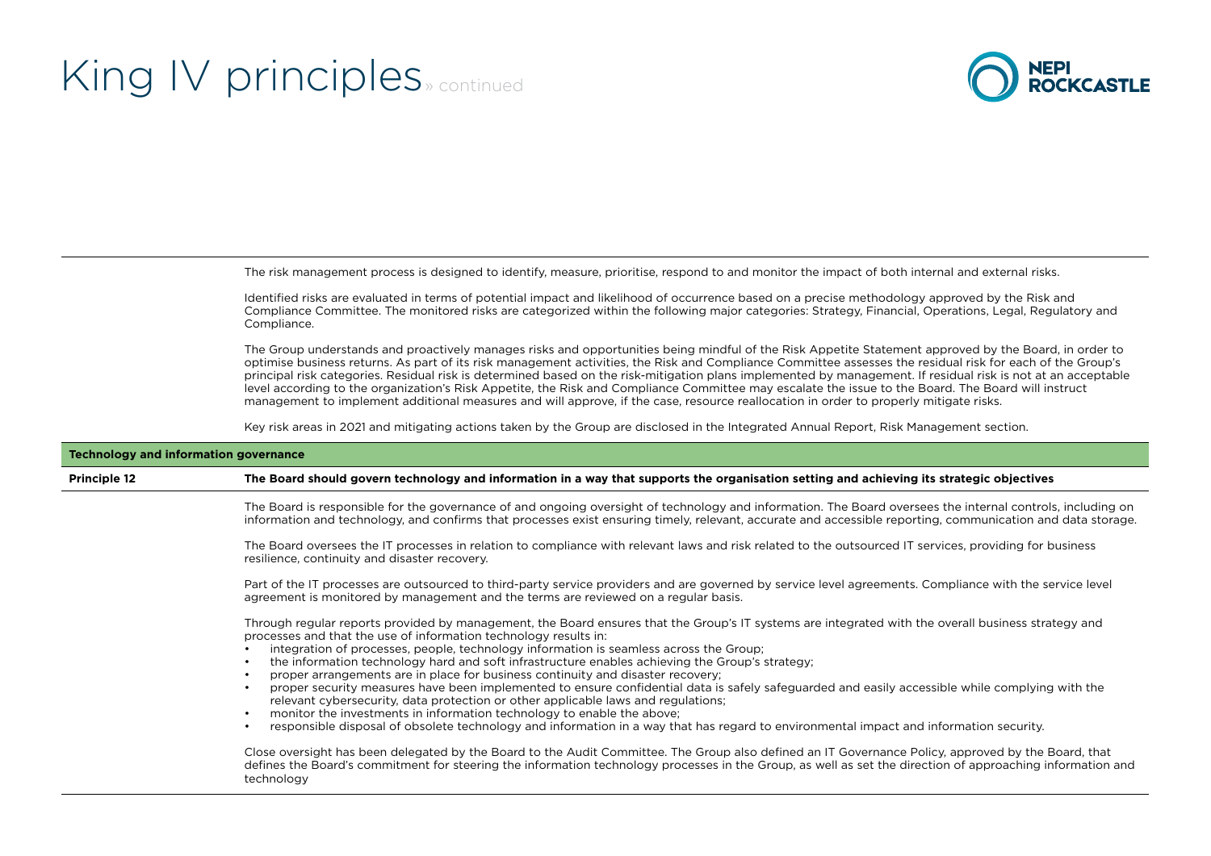# King IV principles » continued

The risk management process is designed to identify, measure, prioritise, respond to and monitor the impact of both internal and external risks.

Identified risks are evaluated in terms of potential impact and likelihood of occurrence based on a precise methodology approved by the Risk and Compliance Committee. The monitored risks are categorized within the following major categories: Strategy, Financial, Operations, Legal, Regulatory and Compliance.

The Group understands and proactively manages risks and opportunities being mindful of the Risk Appetite Statement approved by the Board, in order to optimise business returns. As part of its risk management activities, the Risk and Compliance Committee assesses the residual risk for each of the Group's principal risk categories. Residual risk is determined based on the risk-mitigation plans implemented by management. If residual risk is not at an acceptable level according to the organization's Risk Appetite, the Risk and Compliance Committee may escalate the issue to the Board. The Board will instruct management to implement additional measures and will approve, if the case, resource reallocation in order to properly mitigate risks.

Key risk areas in 2021 and mitigating actions taken by the Group are disclosed in the Integrated Annual Report, Risk Management section.

## Technology and information governance

**Principle 12** — **The Board should govern technology and information in a way that supports the organisation setting and achieving its strategic objectives**

The Board is responsible for the governance of and ongoing oversight of technology and information. The Board oversees the internal controls, including on information and technology, and confirms that processes exist ensuring timely, relevant, accurate and accessible reporting, communication and data storage.

The Board oversees the IT processes in relation to compliance with relevant laws and risk related to the outsourced IT services, providing for business resilience, continuity and disaster recovery.

Part of the IT processes are outsourced to third-party service providers and are governed by service level agreements. Compliance with the service level agreement is monitored by management and the terms are reviewed on a regular basis.

Through regular reports provided by management, the Board ensures that the Group's IT systems are integrated with the overall business strategy and processes and that the use of information technology results in:

- integration of processes, people, technology information is seamless across the Group;
- the information technology hard and soft infrastructure enables achieving the Group's strategy;
- proper arrangements are in place for business continuity and disaster recovery;
- proper security measures have been implemented to ensure confidential data is safely safeguarded and easily accessible while complying with the relevant cybersecurity, data protection or other applicable laws and regulations;
- monitor the investments in information technology to enable the above;
- responsible disposal of obsolete technology and information in a way that has regard to environmental impact and information security.

Close oversight has been delegated by the Board to the Audit Committee. The Group also defined an IT Governance Policy, approved by the Board, that defines the Board's commitment for steering the information technology processes in the Group, as well as set the direction of approaching information and technology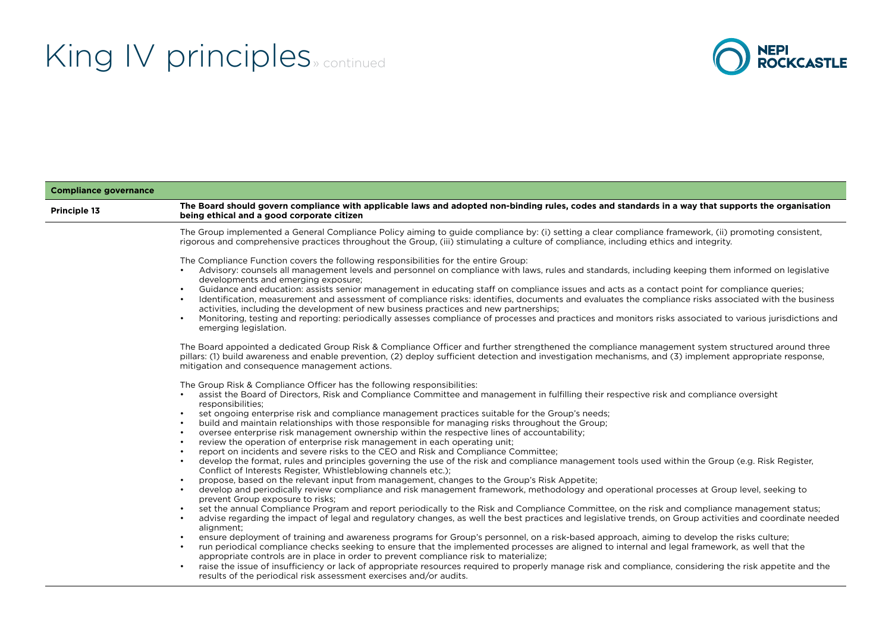# King IV principles » continued

## Compliance governance

**Principle 13** — **The Board should govern compliance with applicable laws and adopted non-binding rules, codes and standards in a way that supports the organisation being ethical and a good corporate citizen**

The Group implemented a General Compliance Policy aiming to guide compliance by: (i) setting a clear compliance framework, (ii) promoting consistent, rigorous and comprehensive practices throughout the Group, (iii) stimulating a culture of compliance, including ethics and integrity.

The Compliance Function covers the following responsibilities for the entire Group:

- Advisory: counsels all management levels and personnel on compliance with laws, rules and standards, including keeping them informed on legislative developments and emerging exposure;
- Guidance and education: assists senior management in educating staff on compliance issues and acts as a contact point for compliance queries;
- Identification, measurement and assessment of compliance risks: identifies, documents and evaluates the compliance risks associated with the business activities, including the development of new business practices and new partnerships;
- Monitoring, testing and reporting: periodically assesses compliance of processes and practices and monitors risks associated to various jurisdictions and emerging legislation.

The Board appointed a dedicated Group Risk & Compliance Officer and further strengthened the compliance management system structured around three pillars: (1) build awareness and enable prevention, (2) deploy sufficient detection and investigation mechanisms, and (3) implement appropriate response, mitigation and consequence management actions.

The Group Risk & Compliance Officer has the following responsibilities:

- assist the Board of Directors, Risk and Compliance Committee and management in fulfilling their respective risk and compliance oversight responsibilities;
- set ongoing enterprise risk and compliance management practices suitable for the Group's needs;
- build and maintain relationships with those responsible for managing risks throughout the Group;
- oversee enterprise risk management ownership within the respective lines of accountability;
- review the operation of enterprise risk management in each operating unit;
- report on incidents and severe risks to the CEO and Risk and Compliance Committee;
- develop the format, rules and principles governing the use of the risk and compliance management tools used within the Group (e.g. Risk Register, Conflict of Interests Register, Whistleblowing channels etc.);
- propose, based on the relevant input from management, changes to the Group's Risk Appetite;
- develop and periodically review compliance and risk management framework, methodology and operational processes at Group level, seeking to prevent Group exposure to risks;
- set the annual Compliance Program and report periodically to the Risk and Compliance Committee, on the risk and compliance management status;
- advise regarding the impact of legal and regulatory changes, as well the best practices and legislative trends, on Group activities and coordinate needed alignment;
- ensure deployment of training and awareness programs for Group's personnel, on a risk-based approach, aiming to develop the risks culture;
- run periodical compliance checks seeking to ensure that the implemented processes are aligned to internal and legal framework, as well that the appropriate controls are in place in order to prevent compliance risk to materialize;
- raise the issue of insufficiency or lack of appropriate resources required to properly manage risk and compliance, considering the risk appetite and the results of the periodical risk assessment exercises and/or audits.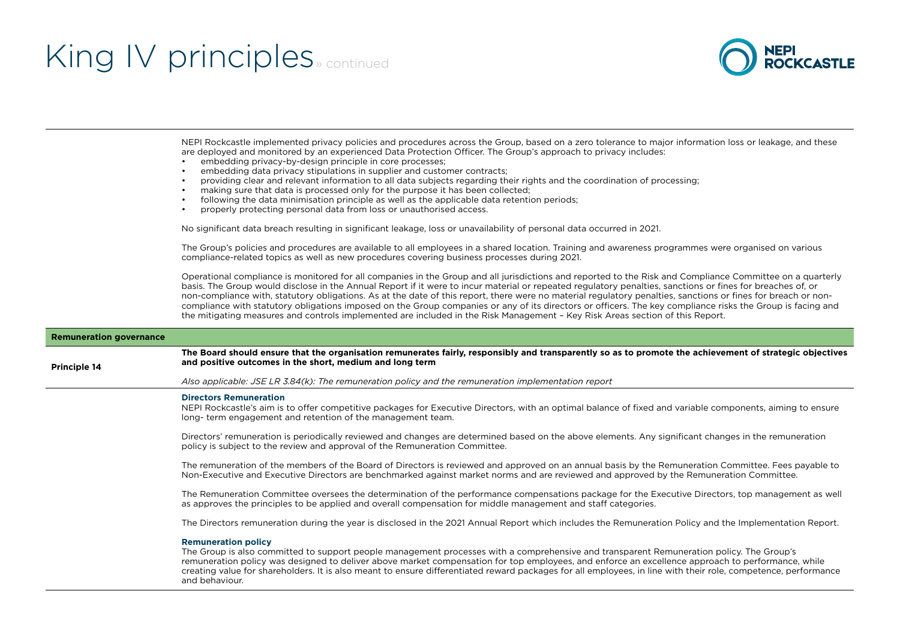# King IV principles » continued

NEPI Rockcastle implemented privacy policies and procedures across the Group, based on a zero tolerance to major information loss or leakage, and these are deployed and monitored by an experienced Data Protection Officer. The Group's approach to privacy includes:

- embedding privacy-by-design principle in core processes;
- embedding data privacy stipulations in supplier and customer contracts;
- providing clear and relevant information to all data subjects regarding their rights and the coordination of processing;
- making sure that data is processed only for the purpose it has been collected;
- following the data minimisation principle as well as the applicable data retention periods;
- properly protecting personal data from loss or unauthorised access.

No significant data breach resulting in significant leakage, loss or unavailability of personal data occurred in 2021.

The Group's policies and procedures are available to all employees in a shared location. Training and awareness programmes were organised on various compliance-related topics as well as new procedures covering business processes during 2021.

Operational compliance is monitored for all companies in the Group and all jurisdictions and reported to the Risk and Compliance Committee on a quarterly basis. The Group would disclose in the Annual Report if it were to incur material or repeated regulatory penalties, sanctions or fines for breaches of, or non-compliance with, statutory obligations. As at the date of this report, there were no material regulatory penalties, sanctions or fines for breach or non-compliance with statutory obligations imposed on the Group companies or any of its directors or officers. The key compliance risks the Group is facing and the mitigating measures and controls implemented are included in the Risk Management – Key Risk Areas section of this Report.

## Remuneration governance

**Principle 14**

**The Board should ensure that the organisation remunerates fairly, responsibly and transparently so as to promote the achievement of strategic objectives and positive outcomes in the short, medium and long term**

*Also applicable: JSE LR 3.84(k): The remuneration policy and the remuneration implementation report*

### Directors Remuneration

NEPI Rockcastle's aim is to offer competitive packages for Executive Directors, with an optimal balance of fixed and variable components, aiming to ensure long- term engagement and retention of the management team.

Directors' remuneration is periodically reviewed and changes are determined based on the above elements. Any significant changes in the remuneration policy is subject to the review and approval of the Remuneration Committee.

The remuneration of the members of the Board of Directors is reviewed and approved on an annual basis by the Remuneration Committee. Fees payable to Non-Executive and Executive Directors are benchmarked against market norms and are reviewed and approved by the Remuneration Committee.

The Remuneration Committee oversees the determination of the performance compensations package for the Executive Directors, top management as well as approves the principles to be applied and overall compensation for middle management and staff categories.

The Directors remuneration during the year is disclosed in the 2021 Annual Report which includes the Remuneration Policy and the Implementation Report.

### Remuneration policy

The Group is also committed to support people management processes with a comprehensive and transparent Remuneration policy. The Group's remuneration policy was designed to deliver above market compensation for top employees, and enforce an excellence approach to performance, while creating value for shareholders. It is also meant to ensure differentiated reward packages for all employees, in line with their role, competence, performance and behaviour.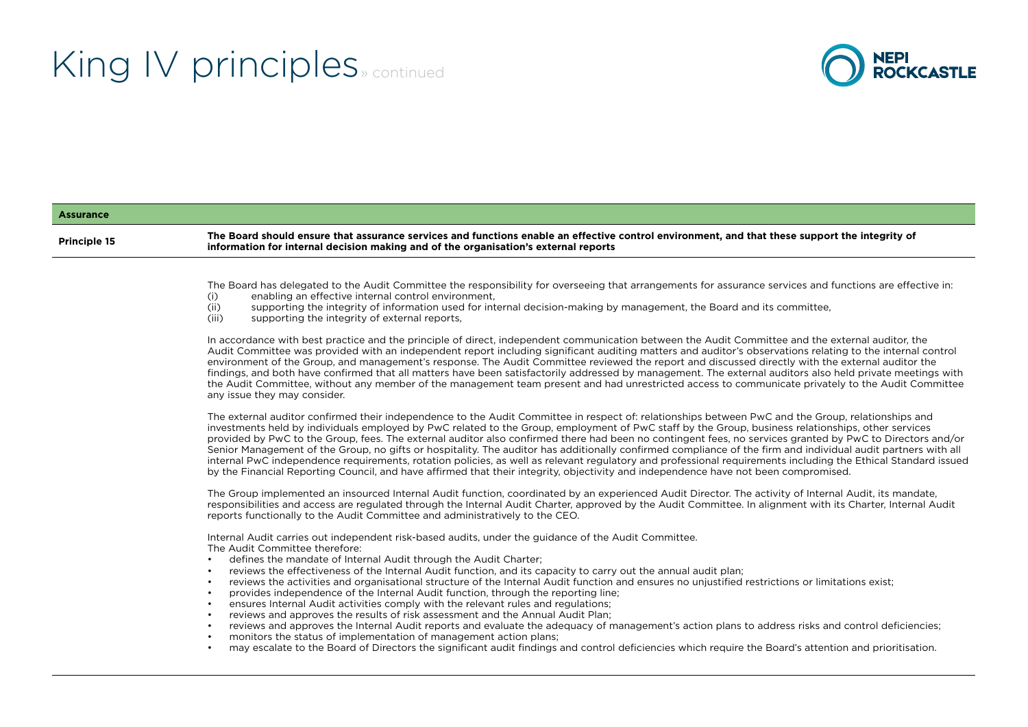# King IV principles » continued

## Assurance

**Principle 15** **The Board should ensure that assurance services and functions enable an effective control environment, and that these support the integrity of information for internal decision making and of the organisation's external reports**

The Board has delegated to the Audit Committee the responsibility for overseeing that arrangements for assurance services and functions are effective in:

(i) enabling an effective internal control environment,
(ii) supporting the integrity of information used for internal decision-making by management, the Board and its committee,
(iii) supporting the integrity of external reports,

In accordance with best practice and the principle of direct, independent communication between the Audit Committee and the external auditor, the Audit Committee was provided with an independent report including significant auditing matters and auditor's observations relating to the internal control environment of the Group, and management's response. The Audit Committee reviewed the report and discussed directly with the external auditor the findings, and both have confirmed that all matters have been satisfactorily addressed by management. The external auditors also held private meetings with the Audit Committee, without any member of the management team present and had unrestricted access to communicate privately to the Audit Committee any issue they may consider.

The external auditor confirmed their independence to the Audit Committee in respect of: relationships between PwC and the Group, relationships and investments held by individuals employed by PwC related to the Group, employment of PwC staff by the Group, business relationships, other services provided by PwC to the Group, fees. The external auditor also confirmed there had been no contingent fees, no services granted by PwC to Directors and/or Senior Management of the Group, no gifts or hospitality. The auditor has additionally confirmed compliance of the firm and individual audit partners with all internal PwC independence requirements, rotation policies, as well as relevant regulatory and professional requirements including the Ethical Standard issued by the Financial Reporting Council, and have affirmed that their integrity, objectivity and independence have not been compromised.

The Group implemented an insourced Internal Audit function, coordinated by an experienced Audit Director. The activity of Internal Audit, its mandate, responsibilities and access are regulated through the Internal Audit Charter, approved by the Audit Committee. In alignment with its Charter, Internal Audit reports functionally to the Audit Committee and administratively to the CEO.

Internal Audit carries out independent risk-based audits, under the guidance of the Audit Committee.
The Audit Committee therefore:

- defines the mandate of Internal Audit through the Audit Charter;
- reviews the effectiveness of the Internal Audit function, and its capacity to carry out the annual audit plan;
- reviews the activities and organisational structure of the Internal Audit function and ensures no unjustified restrictions or limitations exist;
- provides independence of the Internal Audit function, through the reporting line;
- ensures Internal Audit activities comply with the relevant rules and regulations;
- reviews and approves the results of risk assessment and the Annual Audit Plan;
- reviews and approves the Internal Audit reports and evaluate the adequacy of management's action plans to address risks and control deficiencies;
- monitors the status of implementation of management action plans;
- may escalate to the Board of Directors the significant audit findings and control deficiencies which require the Board's attention and prioritisation.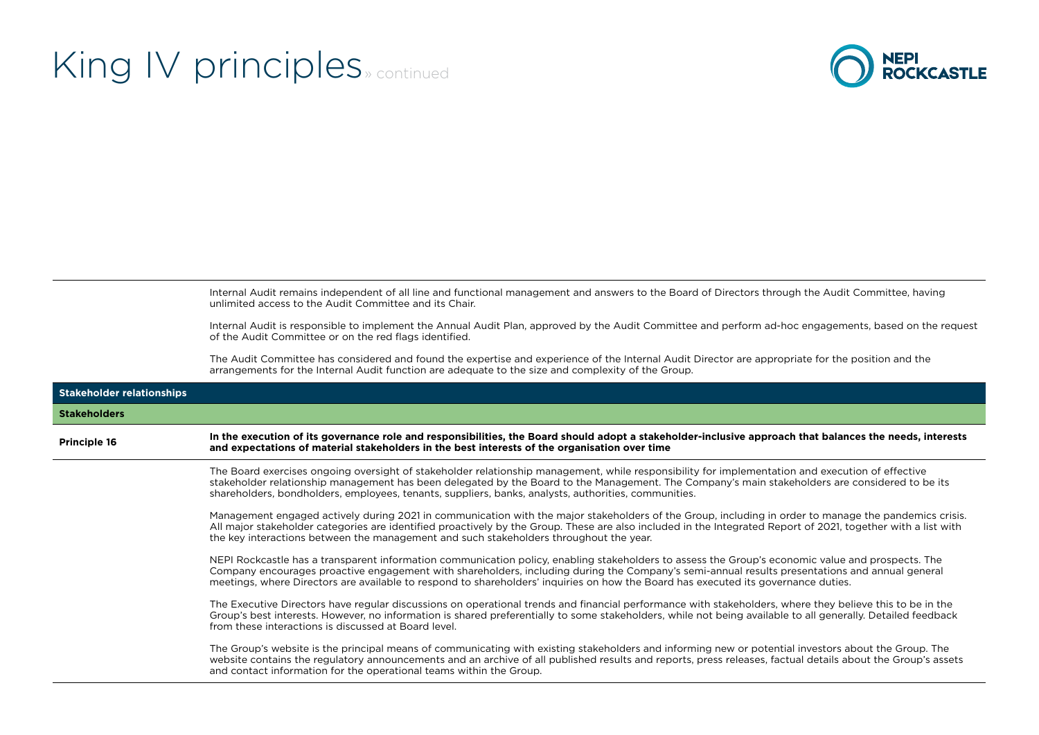# King IV principles » continued

Internal Audit remains independent of all line and functional management and answers to the Board of Directors through the Audit Committee, having unlimited access to the Audit Committee and its Chair.

Internal Audit is responsible to implement the Annual Audit Plan, approved by the Audit Committee and perform ad-hoc engagements, based on the request of the Audit Committee or on the red flags identified.

The Audit Committee has considered and found the expertise and experience of the Internal Audit Director are appropriate for the position and the arrangements for the Internal Audit function are adequate to the size and complexity of the Group.

## Stakeholder relationships

### Stakeholders

**Principle 16**

**In the execution of its governance role and responsibilities, the Board should adopt a stakeholder-inclusive approach that balances the needs, interests and expectations of material stakeholders in the best interests of the organisation over time**

The Board exercises ongoing oversight of stakeholder relationship management, while responsibility for implementation and execution of effective stakeholder relationship management has been delegated by the Board to the Management. The Company's main stakeholders are considered to be its shareholders, bondholders, employees, tenants, suppliers, banks, analysts, authorities, communities.

Management engaged actively during 2021 in communication with the major stakeholders of the Group, including in order to manage the pandemics crisis. All major stakeholder categories are identified proactively by the Group. These are also included in the Integrated Report of 2021, together with a list with the key interactions between the management and such stakeholders throughout the year.

NEPI Rockcastle has a transparent information communication policy, enabling stakeholders to assess the Group's economic value and prospects. The Company encourages proactive engagement with shareholders, including during the Company's semi-annual results presentations and annual general meetings, where Directors are available to respond to shareholders' inquiries on how the Board has executed its governance duties.

The Executive Directors have regular discussions on operational trends and financial performance with stakeholders, where they believe this to be in the Group's best interests. However, no information is shared preferentially to some stakeholders, while not being available to all generally. Detailed feedback from these interactions is discussed at Board level.

The Group's website is the principal means of communicating with existing stakeholders and informing new or potential investors about the Group. The website contains the regulatory announcements and an archive of all published results and reports, press releases, factual details about the Group's assets and contact information for the operational teams within the Group.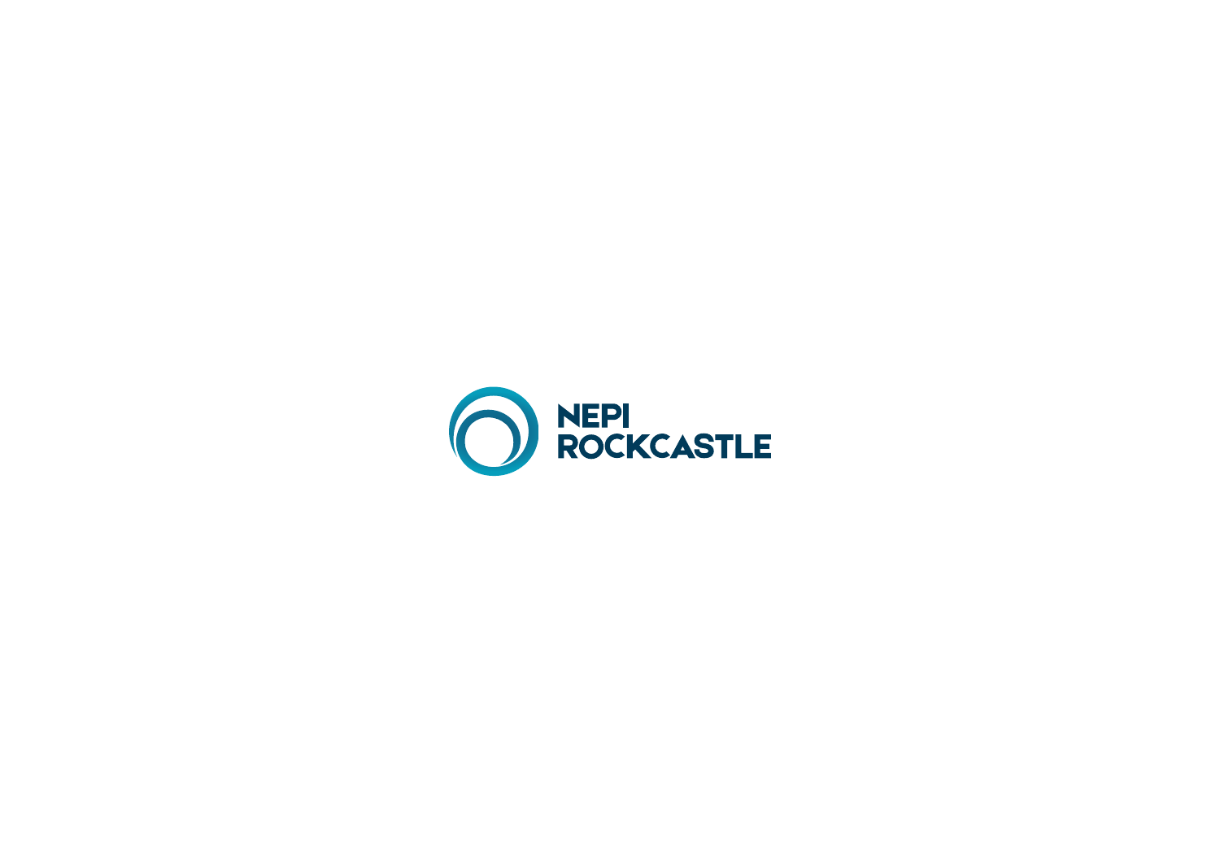NEPI
ROCKCASTLE